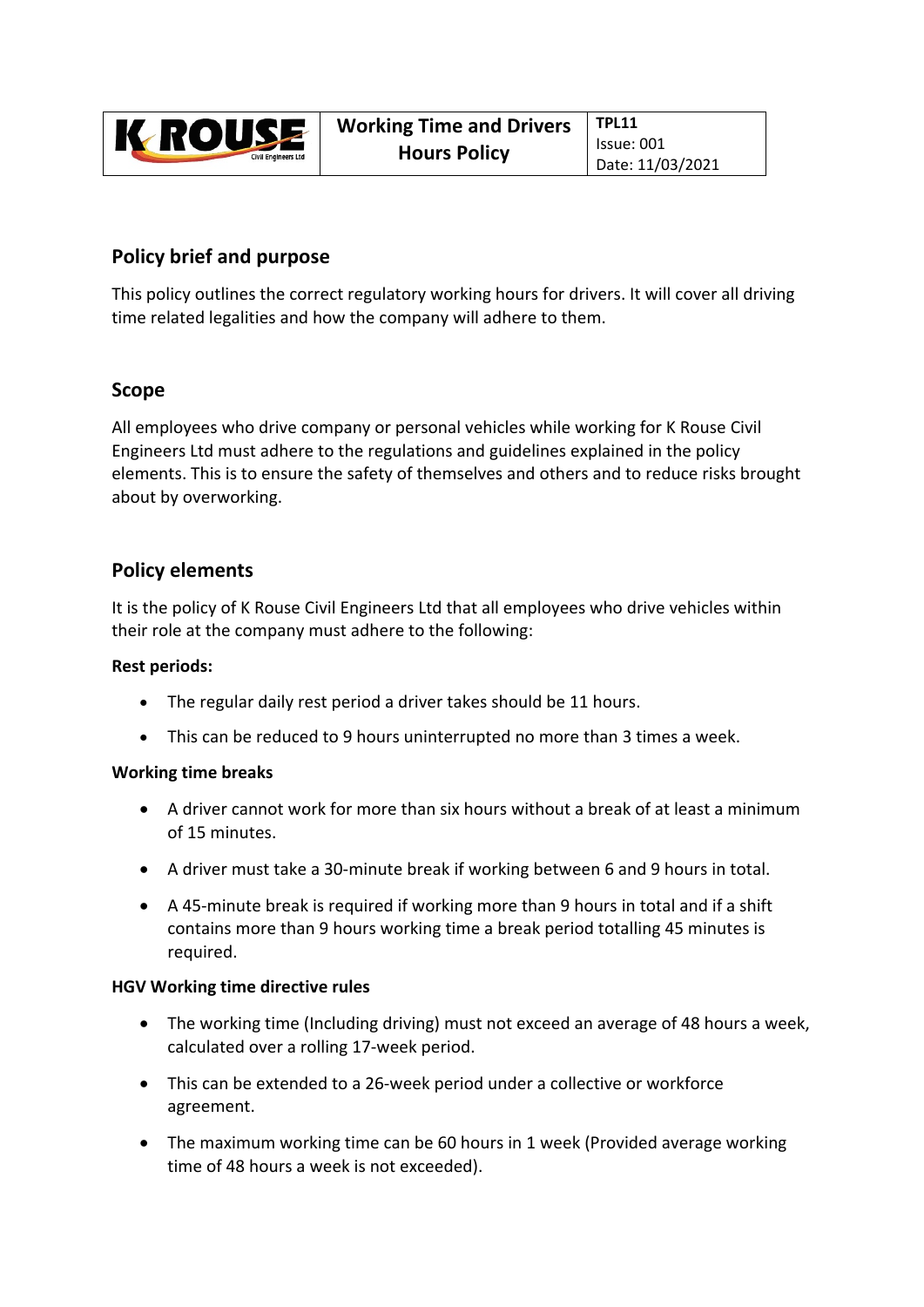| K ROUSE Civil Engineers Ltd | **Working Time and Drivers Hours Policy** | **TPL11** Issue: 001 Date: 11/03/2021 |
|---|---|---|

## Policy brief and purpose

This policy outlines the correct regulatory working hours for drivers. It will cover all driving time related legalities and how the company will adhere to them.

## Scope

All employees who drive company or personal vehicles while working for K Rouse Civil Engineers Ltd must adhere to the regulations and guidelines explained in the policy elements. This is to ensure the safety of themselves and others and to reduce risks brought about by overworking.

## Policy elements

It is the policy of K Rouse Civil Engineers Ltd that all employees who drive vehicles within their role at the company must adhere to the following:

**Rest periods:**

- The regular daily rest period a driver takes should be 11 hours.
- This can be reduced to 9 hours uninterrupted no more than 3 times a week.

**Working time breaks**

- A driver cannot work for more than six hours without a break of at least a minimum of 15 minutes.
- A driver must take a 30-minute break if working between 6 and 9 hours in total.
- A 45-minute break is required if working more than 9 hours in total and if a shift contains more than 9 hours working time a break period totalling 45 minutes is required.

**HGV Working time directive rules**

- The working time (Including driving) must not exceed an average of 48 hours a week, calculated over a rolling 17-week period.
- This can be extended to a 26-week period under a collective or workforce agreement.
- The maximum working time can be 60 hours in 1 week (Provided average working time of 48 hours a week is not exceeded).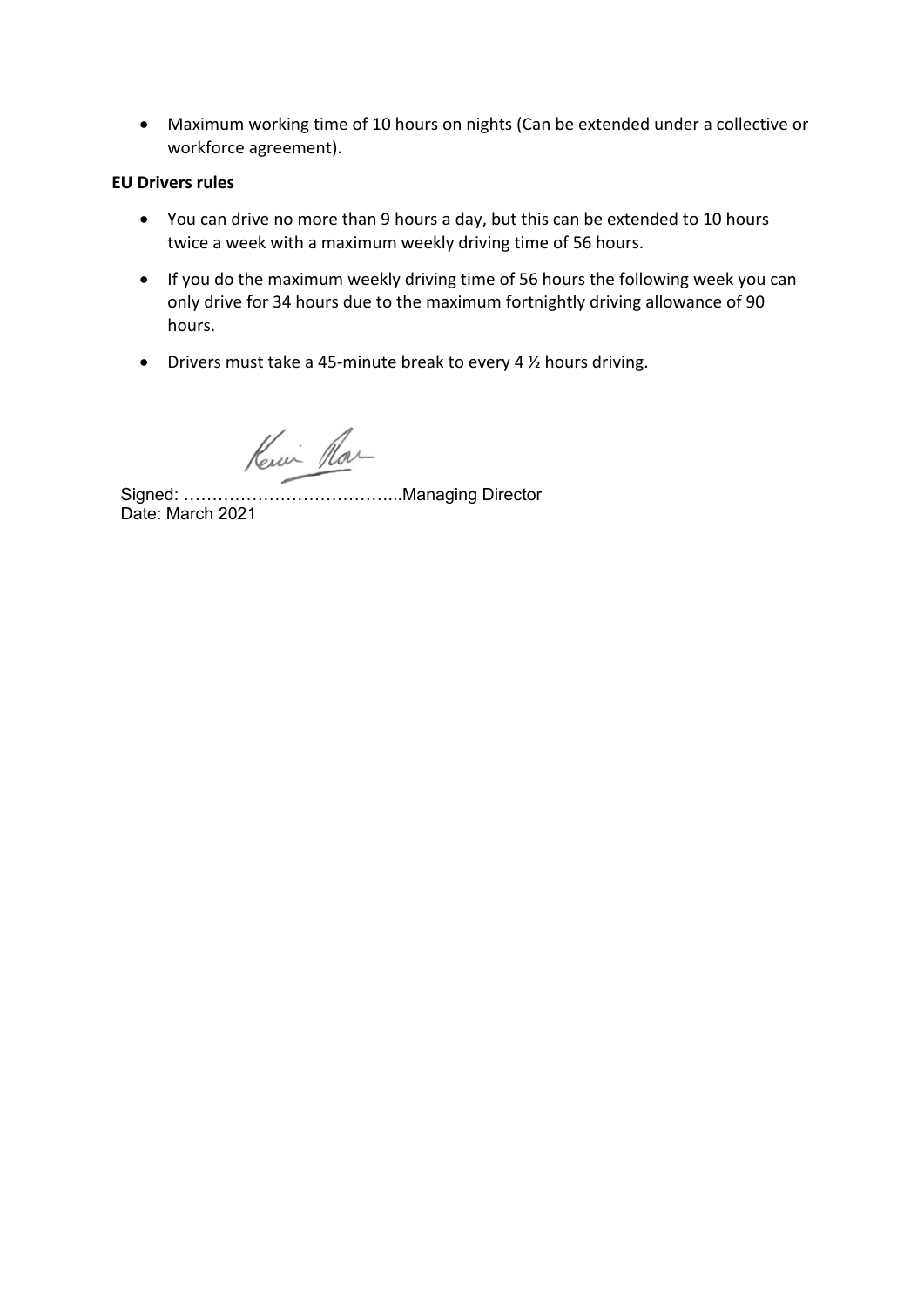- Maximum working time of 10 hours on nights (Can be extended under a collective or workforce agreement).

**EU Drivers rules**

- You can drive no more than 9 hours a day, but this can be extended to 10 hours twice a week with a maximum weekly driving time of 56 hours.
- If you do the maximum weekly driving time of 56 hours the following week you can only drive for 34 hours due to the maximum fortnightly driving allowance of 90 hours.
- Drivers must take a 45-minute break to every 4 ½ hours driving.

Signed: ………………………………..Managing Director
Date: March 2021